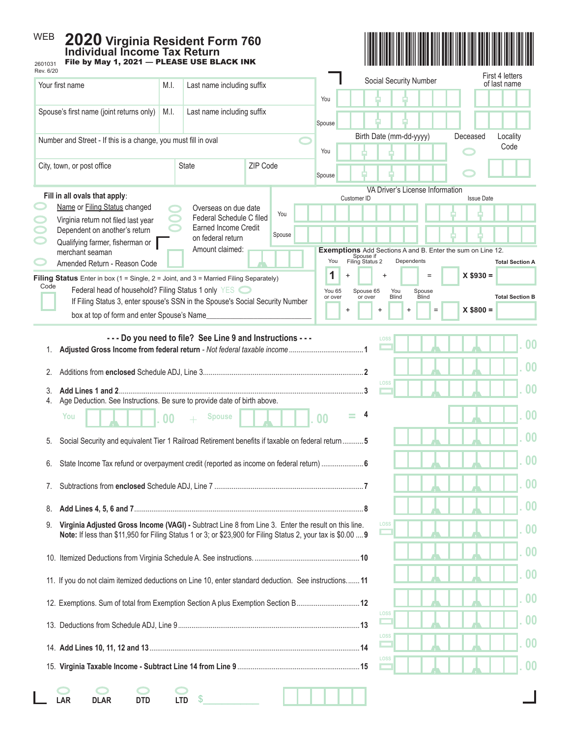WEB

# 2020 Virginia Resident Form 760
## Individual Income Tax Return

2601031
Rev. 6/20

**File by May 1, 2021 — PLEASE USE BLACK INK**

| Your first name | M.I. | Last name including suffix |
|---|---|---|
| Spouse's first name (joint returns only) | M.I. | Last name including suffix |

Number and Street - If this is a change, you must fill in oval

| City, town, or post office | State | ZIP Code |
|---|---|---|

| | Social Security Number | First 4 letters of last name |
|---|---|---|
| You | | |
| Spouse | | |

| | Birth Date (mm-dd-yyyy) | Deceased | Locality Code |
|---|---|---|---|
| You | | | |
| Spouse | | | |

**Fill in all ovals that apply:**

- Name or Filing Status changed
- Virginia return not filed last year
- Dependent on another's return
- Qualifying farmer, fisherman or merchant seaman
- Amended Return - Reason Code
- Overseas on due date
- Federal Schedule C filed
- Earned Income Credit on federal return
- Amount claimed:

VA Driver's License Information

| | Customer ID | Issue Date |
|---|---|---|
| You | | |
| Spouse | | |

**Filing Status** Enter in box (1 = Single, 2 = Joint, and 3 = Married Filing Separately)

Code

Federal head of household? Filing Status 1 only YES

If Filing Status 3, enter spouse's SSN in the Spouse's Social Security Number box at top of form and enter Spouse's Name____________________________

**Exemptions** Add Sections A and B. Enter the sum on Line 12.

| You | Spouse if Filing Status 2 | Dependents | | | Total Section A |
|---|---|---|---|---|---|
| 1 + | + | = | | X $930 = | |

| You 65 or over | Spouse 65 or over | You Blind | Spouse Blind | | | Total Section B |
|---|---|---|---|---|---|---|
| + | + | + | = | | X $800 = | |

**- - - Do you need to file? See Line 9 and Instructions - - -**

1. **Adjusted Gross Income from federal return** - *Not federal taxable income* .......... 1 .00
2. Additions from **enclosed** Schedule ADJ, Line 3 .......... 2 .00
3. **Add Lines 1 and 2** .......... 3 .00
4. Age Deduction. See Instructions. Be sure to provide date of birth above.
   You .00 + Spouse .00 = 4 .00
5. Social Security and equivalent Tier 1 Railroad Retirement benefits if taxable on federal return .......... 5 .00
6. State Income Tax refund or overpayment credit (reported as income on federal return) .......... 6 .00
7. Subtractions from **enclosed** Schedule ADJ, Line 7 .......... 7 .00
8. **Add Lines 4, 5, 6 and 7** .......... 8 .00
9. **Virginia Adjusted Gross Income (VAGI)** - Subtract Line 8 from Line 3. Enter the result on this line.
   **Note:** If less than $11,950 for Filing Status 1 or 3; or $23,900 for Filing Status 2, your tax is $0.00 .... 9 .00
10. Itemized Deductions from Virginia Schedule A. See instructions. .......... 10 .00
11. If you do not claim itemized deductions on Line 10, enter standard deduction. See instructions. .......... 11 .00
12. Exemptions. Sum of total from Exemption Section A plus Exemption Section B .......... 12 .00
13. Deductions from Schedule ADJ, Line 9 .......... 13 .00
14. **Add Lines 10, 11, 12 and 13** .......... 14 .00
15. **Virginia Taxable Income - Subtract Line 14 from Line 9** .......... 15 .00

LAR DLAR DTD LTD $____________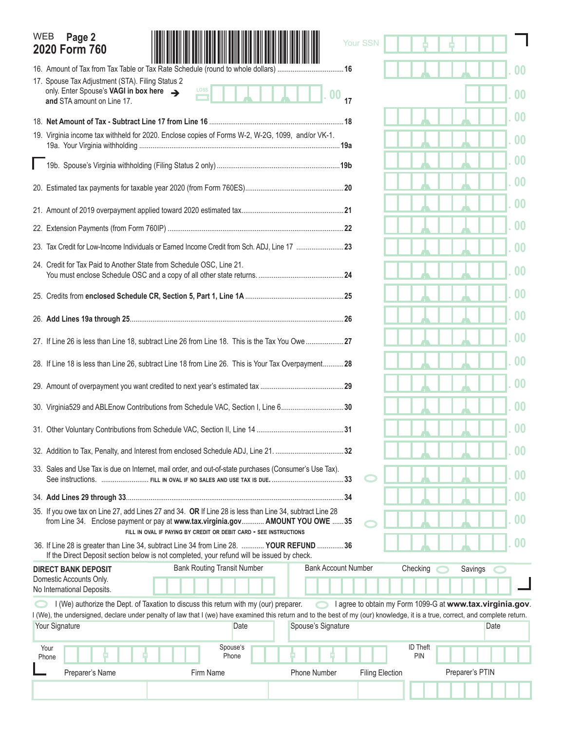WEB **Page 2**

**2020 Form 760**

Your SSN

16. Amount of Tax from Tax Table or Tax Rate Schedule (round to whole dollars) ....................................16 . 00

17. Spouse Tax Adjustment (STA). Filing Status 2 only. Enter Spouse's **VAGI in box here** ➔ LOSS . 00 **and** STA amount on Line 17. 17 . 00

18. **Net Amount of Tax - Subtract Line 17 from Line 16** .......................................................................18 . 00

19. Virginia income tax withheld for 2020. Enclose copies of Forms W-2, W-2G, 1099, and/or VK-1.
    19a. Your Virginia withholding ...........................................................................................................19a . 00

19b. Spouse's Virginia withholding (Filing Status 2 only) .................................................................19b . 00

20. Estimated tax payments for taxable year 2020 (from Form 760ES)....................................................20 . 00

21. Amount of 2019 overpayment applied toward 2020 estimated tax......................................................21 . 00

22. Extension Payments (from Form 760IP) .............................................................................................22 . 00

23. Tax Credit for Low-Income Individuals or Earned Income Credit from Sch. ADJ, Line 17 .........................23 . 00

24. Credit for Tax Paid to Another State from Schedule OSC, Line 21.
    You must enclose Schedule OSC and a copy of all other state returns. ............................................24 . 00

25. Credits from **enclosed Schedule CR, Section 5, Part 1, Line 1A** ....................................................25 . 00

26. **Add Lines 19a through 25**..................................................................................................................26 . 00

27. If Line 26 is less than Line 18, subtract Line 26 from Line 18. This is the Tax You Owe ....................27 . 00

28. If Line 18 is less than Line 26, subtract Line 18 from Line 26. This is Your Tax Overpayment...........28 . 00

29. Amount of overpayment you want credited to next year's estimated tax ............................................29 . 00

30. Virginia529 and ABLEnow Contributions from Schedule VAC, Section I, Line 6.................................30 . 00

31. Other Voluntary Contributions from Schedule VAC, Section II, Line 14 ..............................................31 . 00

32. Addition to Tax, Penalty, and Interest from enclosed Schedule ADJ, Line 21. ....................................32 . 00

33. Sales and Use Tax is due on Internet, mail order, and out-of-state purchases (Consumer's Use Tax).
    See instructions. ......................... FILL IN OVAL IF NO SALES AND USE TAX IS DUE. .....................................33 . 00

34. **Add Lines 29 through 33**..................................................................................................................34 . 00

35. If you owe tax on Line 27, add Lines 27 and 34. **OR** If Line 28 is less than Line 34, subtract Line 28 from Line 34. Enclose payment or pay at **www.tax.virginia.gov**............ **AMOUNT YOU OWE** ......35 . 00
    FILL IN OVAL IF PAYING BY CREDIT OR DEBIT CARD - SEE INSTRUCTIONS

36. If Line 28 is greater than Line 34, subtract Line 34 from Line 28. ............ **YOUR REFUND** ..............36 . 00
    If the Direct Deposit section below is not completed, your refund will be issued by check.

**DIRECT BANK DEPOSIT**
Domestic Accounts Only.
No International Deposits.

| Bank Routing Transit Number | Bank Account Number | Checking | Savings |
|---|---|---|---|
| | | | |

I (We) authorize the Dept. of Taxation to discuss this return with my (our) preparer.

I agree to obtain my Form 1099-G at **www.tax.virginia.gov**.

I (We), the undersigned, declare under penalty of law that I (we) have examined this return and to the best of my (our) knowledge, it is a true, correct, and complete return.

| Your Signature | Date | Spouse's Signature | Date |
|---|---|---|---|
| | | | |

| Your Phone | Spouse's Phone | ID Theft PIN |
|---|---|---|
| | | |

| Preparer's Name | Firm Name | Phone Number | Filing Election | Preparer's PTIN |
|---|---|---|---|---|
| | | | | |